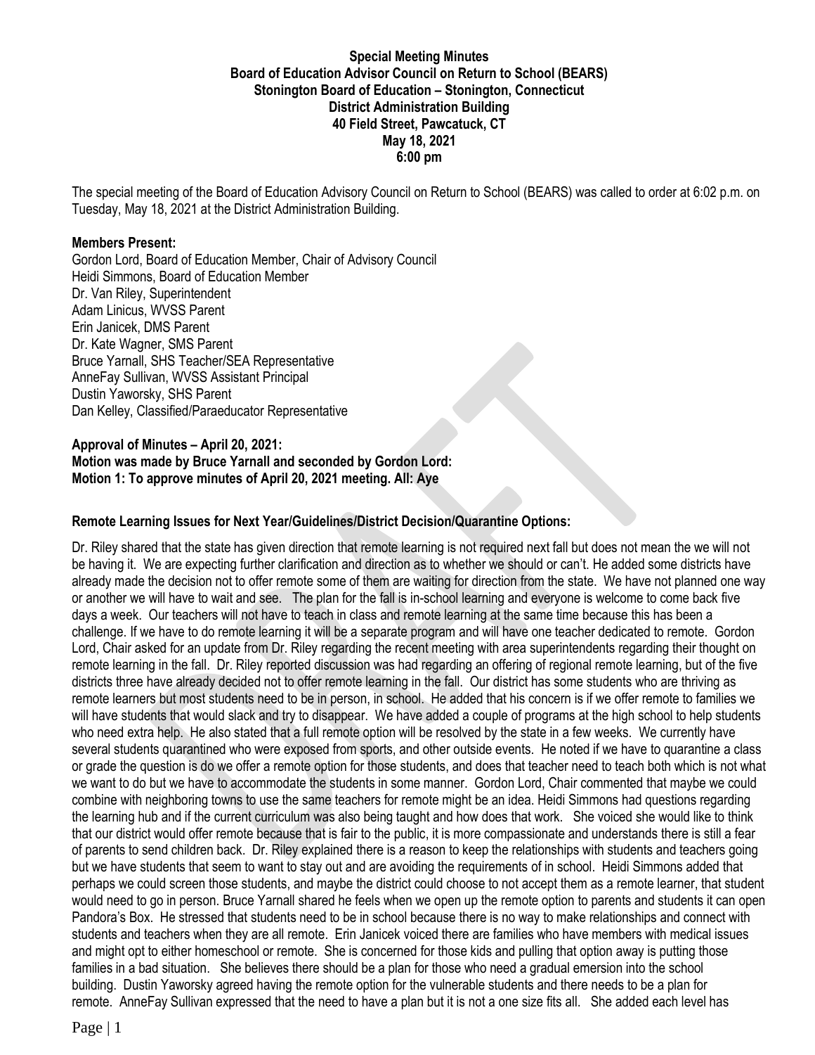**Special Meeting Minutes**
**Board of Education Advisor Council on Return to School (BEARS)**
**Stonington Board of Education – Stonington, Connecticut**
**District Administration Building**
**40 Field Street, Pawcatuck, CT**
**May 18, 2021**
**6:00 pm**

The special meeting of the Board of Education Advisory Council on Return to School (BEARS) was called to order at 6:02 p.m. on Tuesday, May 18, 2021 at the District Administration Building.

**Members Present:**
Gordon Lord, Board of Education Member, Chair of Advisory Council
Heidi Simmons, Board of Education Member
Dr. Van Riley, Superintendent
Adam Linicus, WVSS Parent
Erin Janicek, DMS Parent
Dr. Kate Wagner, SMS Parent
Bruce Yarnall, SHS Teacher/SEA Representative
AnneFay Sullivan, WVSS Assistant Principal
Dustin Yaworsky, SHS Parent
Dan Kelley, Classified/Paraeducator Representative

**Approval of Minutes – April 20, 2021:**
**Motion was made by Bruce Yarnall and seconded by Gordon Lord:**
**Motion 1: To approve minutes of April 20, 2021 meeting. All: Aye**

**Remote Learning Issues for Next Year/Guidelines/District Decision/Quarantine Options:**

Dr. Riley shared that the state has given direction that remote learning is not required next fall but does not mean the we will not be having it. We are expecting further clarification and direction as to whether we should or can't. He added some districts have already made the decision not to offer remote some of them are waiting for direction from the state. We have not planned one way or another we will have to wait and see. The plan for the fall is in-school learning and everyone is welcome to come back five days a week. Our teachers will not have to teach in class and remote learning at the same time because this has been a challenge. If we have to do remote learning it will be a separate program and will have one teacher dedicated to remote. Gordon Lord, Chair asked for an update from Dr. Riley regarding the recent meeting with area superintendents regarding their thought on remote learning in the fall. Dr. Riley reported discussion was had regarding an offering of regional remote learning, but of the five districts three have already decided not to offer remote learning in the fall. Our district has some students who are thriving as remote learners but most students need to be in person, in school. He added that his concern is if we offer remote to families we will have students that would slack and try to disappear. We have added a couple of programs at the high school to help students who need extra help. He also stated that a full remote option will be resolved by the state in a few weeks. We currently have several students quarantined who were exposed from sports, and other outside events. He noted if we have to quarantine a class or grade the question is do we offer a remote option for those students, and does that teacher need to teach both which is not what we want to do but we have to accommodate the students in some manner. Gordon Lord, Chair commented that maybe we could combine with neighboring towns to use the same teachers for remote might be an idea. Heidi Simmons had questions regarding the learning hub and if the current curriculum was also being taught and how does that work. She voiced she would like to think that our district would offer remote because that is fair to the public, it is more compassionate and understands there is still a fear of parents to send children back. Dr. Riley explained there is a reason to keep the relationships with students and teachers going but we have students that seem to want to stay out and are avoiding the requirements of in school. Heidi Simmons added that perhaps we could screen those students, and maybe the district could choose to not accept them as a remote learner, that student would need to go in person. Bruce Yarnall shared he feels when we open up the remote option to parents and students it can open Pandora's Box. He stressed that students need to be in school because there is no way to make relationships and connect with students and teachers when they are all remote. Erin Janicek voiced there are families who have members with medical issues and might opt to either homeschool or remote. She is concerned for those kids and pulling that option away is putting those families in a bad situation. She believes there should be a plan for those who need a gradual emersion into the school building. Dustin Yaworsky agreed having the remote option for the vulnerable students and there needs to be a plan for remote. AnneFay Sullivan expressed that the need to have a plan but it is not a one size fits all. She added each level has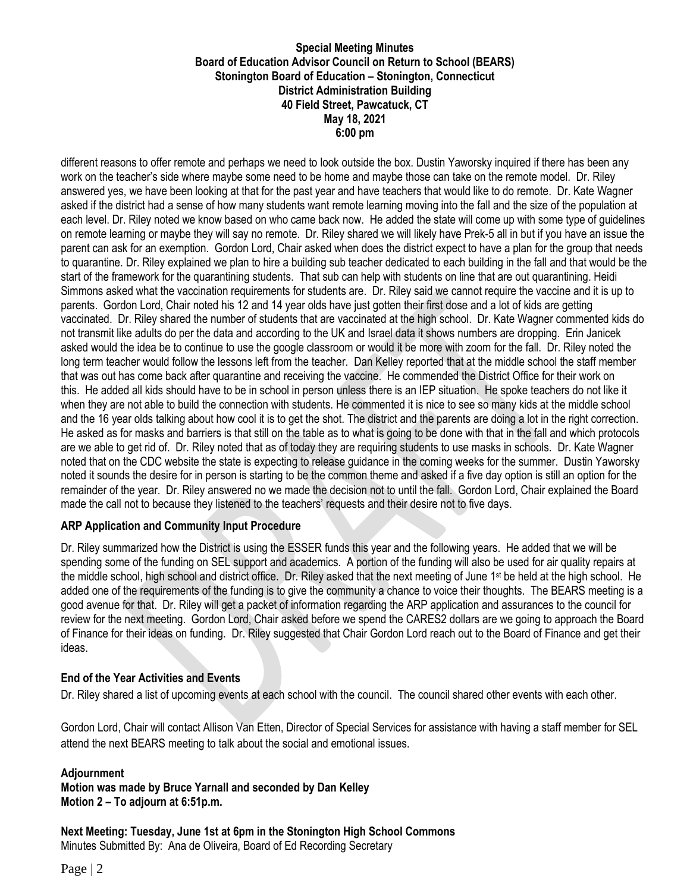**Special Meeting Minutes**
**Board of Education Advisor Council on Return to School (BEARS)**
**Stonington Board of Education – Stonington, Connecticut**
**District Administration Building**
**40 Field Street, Pawcatuck, CT**
**May 18, 2021**
**6:00 pm**

different reasons to offer remote and perhaps we need to look outside the box. Dustin Yaworsky inquired if there has been any work on the teacher's side where maybe some need to be home and maybe those can take on the remote model. Dr. Riley answered yes, we have been looking at that for the past year and have teachers that would like to do remote. Dr. Kate Wagner asked if the district had a sense of how many students want remote learning moving into the fall and the size of the population at each level. Dr. Riley noted we know based on who came back now. He added the state will come up with some type of guidelines on remote learning or maybe they will say no remote. Dr. Riley shared we will likely have Prek-5 all in but if you have an issue the parent can ask for an exemption. Gordon Lord, Chair asked when does the district expect to have a plan for the group that needs to quarantine. Dr. Riley explained we plan to hire a building sub teacher dedicated to each building in the fall and that would be the start of the framework for the quarantining students. That sub can help with students on line that are out quarantining. Heidi Simmons asked what the vaccination requirements for students are. Dr. Riley said we cannot require the vaccine and it is up to parents. Gordon Lord, Chair noted his 12 and 14 year olds have just gotten their first dose and a lot of kids are getting vaccinated. Dr. Riley shared the number of students that are vaccinated at the high school. Dr. Kate Wagner commented kids do not transmit like adults do per the data and according to the UK and Israel data it shows numbers are dropping. Erin Janicek asked would the idea be to continue to use the google classroom or would it be more with zoom for the fall. Dr. Riley noted the long term teacher would follow the lessons left from the teacher. Dan Kelley reported that at the middle school the staff member that was out has come back after quarantine and receiving the vaccine. He commended the District Office for their work on this. He added all kids should have to be in school in person unless there is an IEP situation. He spoke teachers do not like it when they are not able to build the connection with students. He commented it is nice to see so many kids at the middle school and the 16 year olds talking about how cool it is to get the shot. The district and the parents are doing a lot in the right correction. He asked as for masks and barriers is that still on the table as to what is going to be done with that in the fall and which protocols are we able to get rid of. Dr. Riley noted that as of today they are requiring students to use masks in schools. Dr. Kate Wagner noted that on the CDC website the state is expecting to release guidance in the coming weeks for the summer. Dustin Yaworsky noted it sounds the desire for in person is starting to be the common theme and asked if a five day option is still an option for the remainder of the year. Dr. Riley answered no we made the decision not to until the fall. Gordon Lord, Chair explained the Board made the call not to because they listened to the teachers' requests and their desire not to five days.

**ARP Application and Community Input Procedure**

Dr. Riley summarized how the District is using the ESSER funds this year and the following years. He added that we will be spending some of the funding on SEL support and academics. A portion of the funding will also be used for air quality repairs at the middle school, high school and district office. Dr. Riley asked that the next meeting of June 1st be held at the high school. He added one of the requirements of the funding is to give the community a chance to voice their thoughts. The BEARS meeting is a good avenue for that. Dr. Riley will get a packet of information regarding the ARP application and assurances to the council for review for the next meeting. Gordon Lord, Chair asked before we spend the CARES2 dollars are we going to approach the Board of Finance for their ideas on funding. Dr. Riley suggested that Chair Gordon Lord reach out to the Board of Finance and get their ideas.

**End of the Year Activities and Events**

Dr. Riley shared a list of upcoming events at each school with the council. The council shared other events with each other.

Gordon Lord, Chair will contact Allison Van Etten, Director of Special Services for assistance with having a staff member for SEL attend the next BEARS meeting to talk about the social and emotional issues.

**Adjournment**
**Motion was made by Bruce Yarnall and seconded by Dan Kelley**
**Motion 2 – To adjourn at 6:51p.m.**

**Next Meeting: Tuesday, June 1st at 6pm in the Stonington High School Commons**
Minutes Submitted By: Ana de Oliveira, Board of Ed Recording Secretary